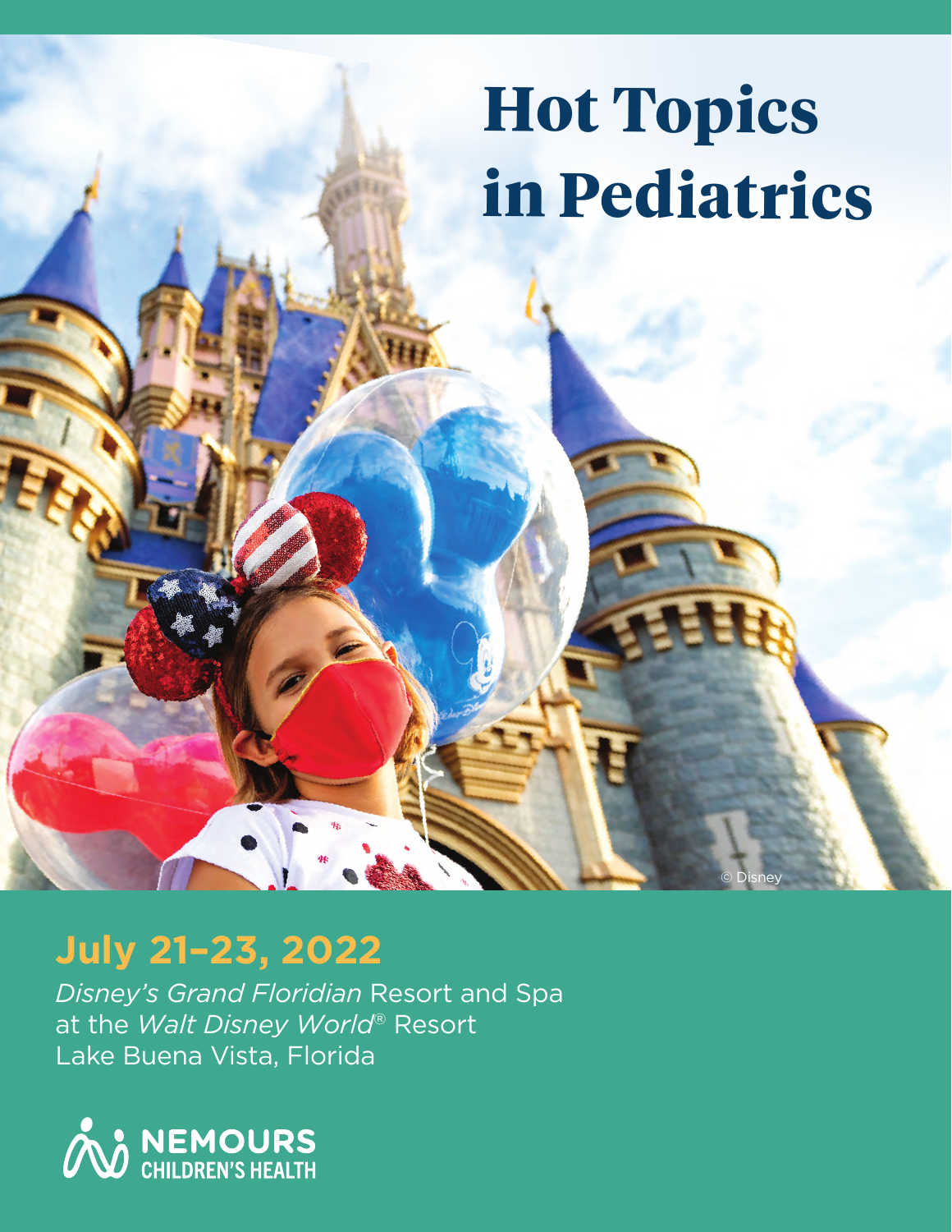# Hot Topics in Pediatrics

© Disney

## July 21–23, 2022

*Disney's Grand Floridian* Resort and Spa
at the *Walt Disney World*® Resort
Lake Buena Vista, Florida

NEMOURS
CHILDREN'S HEALTH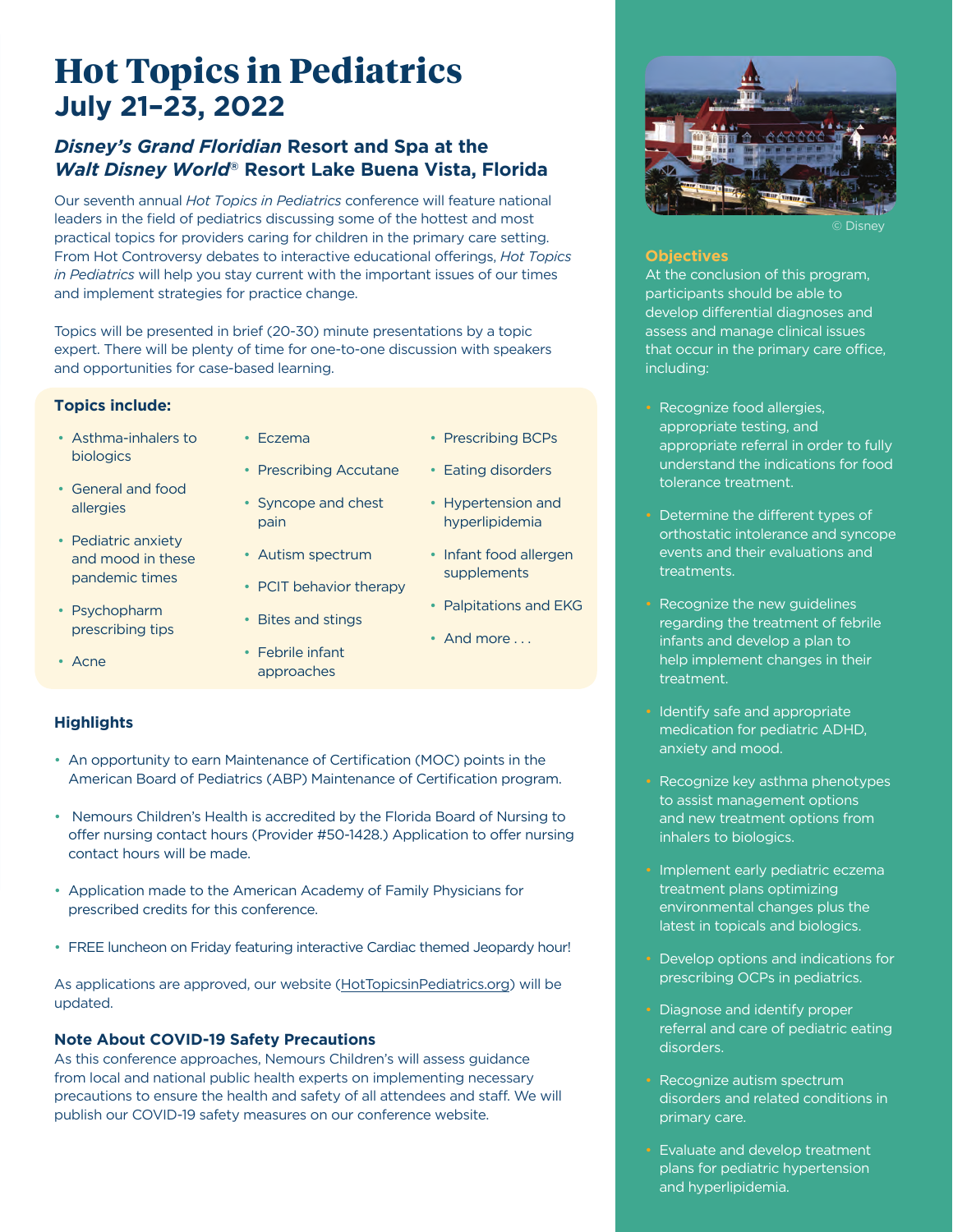# Hot Topics in Pediatrics

## July 21–23, 2022

### *Disney's Grand Floridian* Resort and Spa at the *Walt Disney World*® Resort Lake Buena Vista, Florida

Our seventh annual *Hot Topics in Pediatrics* conference will feature national leaders in the field of pediatrics discussing some of the hottest and most practical topics for providers caring for children in the primary care setting. From Hot Controversy debates to interactive educational offerings, *Hot Topics in Pediatrics* will help you stay current with the important issues of our times and implement strategies for practice change.

Topics will be presented in brief (20-30) minute presentations by a topic expert. There will be plenty of time for one-to-one discussion with speakers and opportunities for case-based learning.

**Topics include:**

- Asthma-inhalers to biologics
- General and food allergies
- Pediatric anxiety and mood in these pandemic times
- Psychopharm prescribing tips
- Acne
- Eczema
- Prescribing Accutane
- Syncope and chest pain
- Autism spectrum
- PCIT behavior therapy
- Bites and stings
- Febrile infant approaches
- Prescribing BCPs
- Eating disorders
- Hypertension and hyperlipidemia
- Infant food allergen supplements
- Palpitations and EKG
- And more . . .

### Highlights

- An opportunity to earn Maintenance of Certification (MOC) points in the American Board of Pediatrics (ABP) Maintenance of Certification program.
- Nemours Children's Health is accredited by the Florida Board of Nursing to offer nursing contact hours (Provider #50-1428.) Application to offer nursing contact hours will be made.
- Application made to the American Academy of Family Physicians for prescribed credits for this conference.
- FREE luncheon on Friday featuring interactive Cardiac themed Jeopardy hour!

As applications are approved, our website (HotTopicsinPediatrics.org) will be updated.

### Note About COVID-19 Safety Precautions

As this conference approaches, Nemours Children's will assess guidance from local and national public health experts on implementing necessary precautions to ensure the health and safety of all attendees and staff. We will publish our COVID-19 safety measures on our conference website.

© Disney

### Objectives

At the conclusion of this program, participants should be able to develop differential diagnoses and assess and manage clinical issues that occur in the primary care office, including:

- Recognize food allergies, appropriate testing, and appropriate referral in order to fully understand the indications for food tolerance treatment.
- Determine the different types of orthostatic intolerance and syncope events and their evaluations and treatments.
- Recognize the new guidelines regarding the treatment of febrile infants and develop a plan to help implement changes in their treatment.
- Identify safe and appropriate medication for pediatric ADHD, anxiety and mood.
- Recognize key asthma phenotypes to assist management options and new treatment options from inhalers to biologics.
- Implement early pediatric eczema treatment plans optimizing environmental changes plus the latest in topicals and biologics.
- Develop options and indications for prescribing OCPs in pediatrics.
- Diagnose and identify proper referral and care of pediatric eating disorders.
- Recognize autism spectrum disorders and related conditions in primary care.
- Evaluate and develop treatment plans for pediatric hypertension and hyperlipidemia.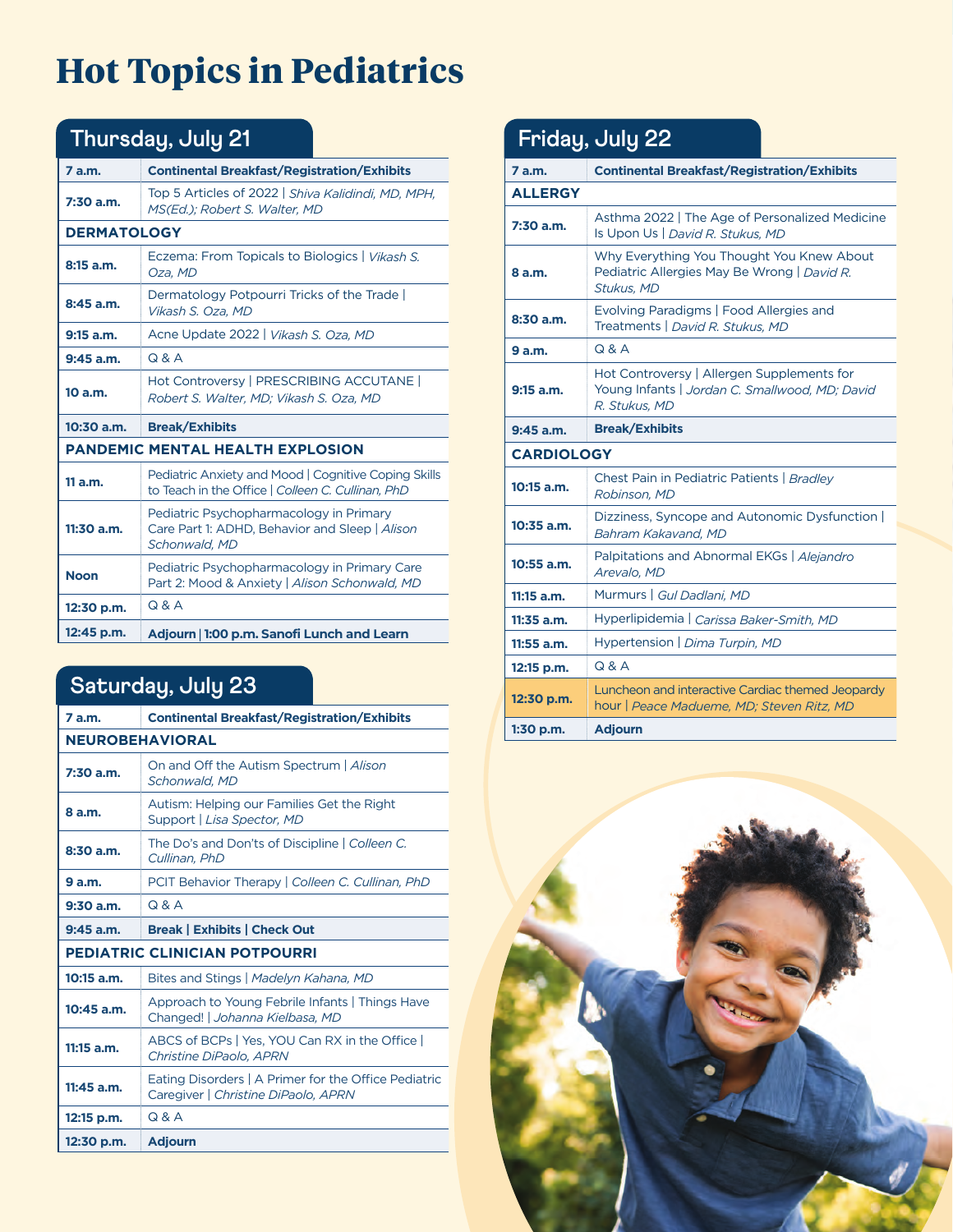# Hot Topics in Pediatrics

## Thursday, July 21

| | |
|---|---|
| **7 a.m.** | **Continental Breakfast/Registration/Exhibits** |
| **7:30 a.m.** | Top 5 Articles of 2022 \| *Shiva Kalidindi, MD, MPH, MS(Ed.); Robert S. Walter, MD* |
| **DERMATOLOGY** | |
| **8:15 a.m.** | Eczema: From Topicals to Biologics \| *Vikash S. Oza, MD* |
| **8:45 a.m.** | Dermatology Potpourri Tricks of the Trade \| *Vikash S. Oza, MD* |
| **9:15 a.m.** | Acne Update 2022 \| *Vikash S. Oza, MD* |
| **9:45 a.m.** | Q & A |
| **10 a.m.** | Hot Controversy \| PRESCRIBING ACCUTANE \| *Robert S. Walter, MD; Vikash S. Oza, MD* |
| **10:30 a.m.** | **Break/Exhibits** |
| **PANDEMIC MENTAL HEALTH EXPLOSION** | |
| **11 a.m.** | Pediatric Anxiety and Mood \| Cognitive Coping Skills to Teach in the Office \| *Colleen C. Cullinan, PhD* |
| **11:30 a.m.** | Pediatric Psychopharmacology in Primary Care Part 1: ADHD, Behavior and Sleep \| *Alison Schonwald, MD* |
| **Noon** | Pediatric Psychopharmacology in Primary Care Part 2: Mood & Anxiety \| *Alison Schonwald, MD* |
| **12:30 p.m.** | Q & A |
| **12:45 p.m.** | **Adjourn \| 1:00 p.m. Sanofi Lunch and Learn** |

## Saturday, July 23

| | |
|---|---|
| **7 a.m.** | **Continental Breakfast/Registration/Exhibits** |
| **NEUROBEHAVIORAL** | |
| **7:30 a.m.** | On and Off the Autism Spectrum \| *Alison Schonwald, MD* |
| **8 a.m.** | Autism: Helping our Families Get the Right Support \| *Lisa Spector, MD* |
| **8:30 a.m.** | The Do's and Don'ts of Discipline \| *Colleen C. Cullinan, PhD* |
| **9 a.m.** | PCIT Behavior Therapy \| *Colleen C. Cullinan, PhD* |
| **9:30 a.m.** | Q & A |
| **9:45 a.m.** | **Break \| Exhibits \| Check Out** |
| **PEDIATRIC CLINICIAN POTPOURRI** | |
| **10:15 a.m.** | Bites and Stings \| *Madelyn Kahana, MD* |
| **10:45 a.m.** | Approach to Young Febrile Infants \| Things Have Changed! \| *Johanna Kielbasa, MD* |
| **11:15 a.m.** | ABCS of BCPs \| Yes, YOU Can RX in the Office \| *Christine DiPaolo, APRN* |
| **11:45 a.m.** | Eating Disorders \| A Primer for the Office Pediatric Caregiver \| *Christine DiPaolo, APRN* |
| **12:15 p.m.** | Q & A |
| **12:30 p.m.** | **Adjourn** |

## Friday, July 22

| | |
|---|---|
| **7 a.m.** | **Continental Breakfast/Registration/Exhibits** |
| **ALLERGY** | |
| **7:30 a.m.** | Asthma 2022 \| The Age of Personalized Medicine Is Upon Us \| *David R. Stukus, MD* |
| **8 a.m.** | Why Everything You Thought You Knew About Pediatric Allergies May Be Wrong \| *David R. Stukus, MD* |
| **8:30 a.m.** | Evolving Paradigms \| Food Allergies and Treatments \| *David R. Stukus, MD* |
| **9 a.m.** | Q & A |
| **9:15 a.m.** | Hot Controversy \| Allergen Supplements for Young Infants \| *Jordan C. Smallwood, MD; David R. Stukus, MD* |
| **9:45 a.m.** | **Break/Exhibits** |
| **CARDIOLOGY** | |
| **10:15 a.m.** | Chest Pain in Pediatric Patients \| *Bradley Robinson, MD* |
| **10:35 a.m.** | Dizziness, Syncope and Autonomic Dysfunction \| *Bahram Kakavand, MD* |
| **10:55 a.m.** | Palpitations and Abnormal EKGs \| *Alejandro Arevalo, MD* |
| **11:15 a.m.** | Murmurs \| *Gul Dadlani, MD* |
| **11:35 a.m.** | Hyperlipidemia \| *Carissa Baker-Smith, MD* |
| **11:55 a.m.** | Hypertension \| *Dima Turpin, MD* |
| **12:15 p.m.** | Q & A |
| **12:30 p.m.** | Luncheon and interactive Cardiac themed Jeopardy hour \| *Peace Madueme, MD; Steven Ritz, MD* |
| **1:30 p.m.** | **Adjourn** |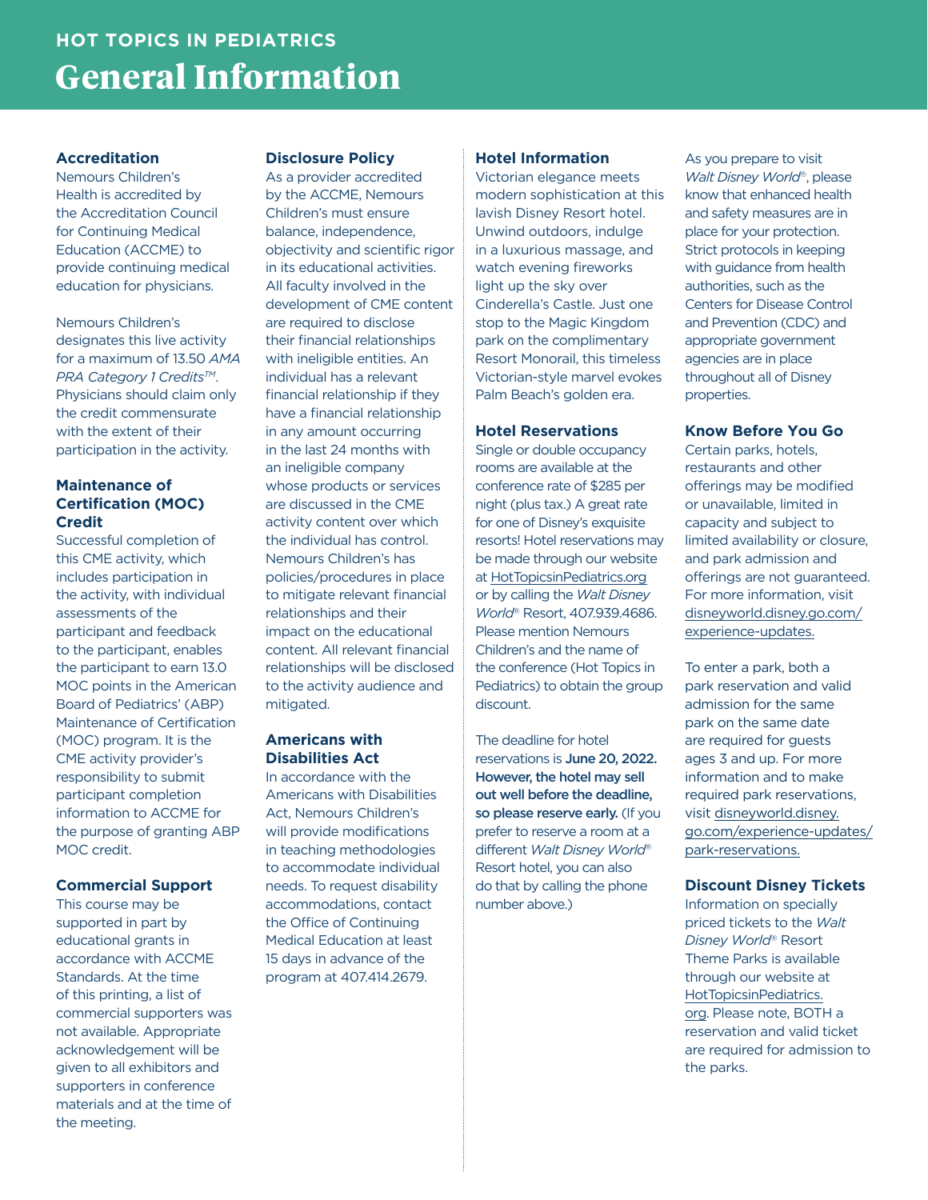## HOT TOPICS IN PEDIATRICS

# General Information

### Accreditation

Nemours Children's Health is accredited by the Accreditation Council for Continuing Medical Education (ACCME) to provide continuing medical education for physicians.

Nemours Children's designates this live activity for a maximum of 13.50 *AMA PRA Category 1 Credits™*. Physicians should claim only the credit commensurate with the extent of their participation in the activity.

### Maintenance of Certification (MOC) Credit

Successful completion of this CME activity, which includes participation in the activity, with individual assessments of the participant and feedback to the participant, enables the participant to earn 13.0 MOC points in the American Board of Pediatrics' (ABP) Maintenance of Certification (MOC) program. It is the CME activity provider's responsibility to submit participant completion information to ACCME for the purpose of granting ABP MOC credit.

### Commercial Support

This course may be supported in part by educational grants in accordance with ACCME Standards. At the time of this printing, a list of commercial supporters was not available. Appropriate acknowledgement will be given to all exhibitors and supporters in conference materials and at the time of the meeting.

### Disclosure Policy

As a provider accredited by the ACCME, Nemours Children's must ensure balance, independence, objectivity and scientific rigor in its educational activities. All faculty involved in the development of CME content are required to disclose their financial relationships with ineligible entities. An individual has a relevant financial relationship if they have a financial relationship in any amount occurring in the last 24 months with an ineligible company whose products or services are discussed in the CME activity content over which the individual has control. Nemours Children's has policies/procedures in place to mitigate relevant financial relationships and their impact on the educational content. All relevant financial relationships will be disclosed to the activity audience and mitigated.

### Americans with Disabilities Act

In accordance with the Americans with Disabilities Act, Nemours Children's will provide modifications in teaching methodologies to accommodate individual needs. To request disability accommodations, contact the Office of Continuing Medical Education at least 15 days in advance of the program at 407.414.2679.

### Hotel Information

Victorian elegance meets modern sophistication at this lavish Disney Resort hotel. Unwind outdoors, indulge in a luxurious massage, and watch evening fireworks light up the sky over Cinderella's Castle. Just one stop to the Magic Kingdom park on the complimentary Resort Monorail, this timeless Victorian-style marvel evokes Palm Beach's golden era.

### Hotel Reservations

Single or double occupancy rooms are available at the conference rate of $285 per night (plus tax.) A great rate for one of Disney's exquisite resorts! Hotel reservations may be made through our website at HotTopicsinPediatrics.org or by calling the *Walt Disney World®* Resort, 407.939.4686. Please mention Nemours Children's and the name of the conference (Hot Topics in Pediatrics) to obtain the group discount.

The deadline for hotel reservations is **June 20, 2022. However, the hotel may sell out well before the deadline, so please reserve early.** (If you prefer to reserve a room at a different *Walt Disney World®* Resort hotel, you can also do that by calling the phone number above.)

As you prepare to visit *Walt Disney World®*, please know that enhanced health and safety measures are in place for your protection. Strict protocols in keeping with guidance from health authorities, such as the Centers for Disease Control and Prevention (CDC) and appropriate government agencies are in place throughout all of Disney properties.

### Know Before You Go

Certain parks, hotels, restaurants and other offerings may be modified or unavailable, limited in capacity and subject to limited availability or closure, and park admission and offerings are not guaranteed. For more information, visit disneyworld.disney.go.com/experience-updates.

To enter a park, both a park reservation and valid admission for the same park on the same date are required for guests ages 3 and up. For more information and to make required park reservations, visit disneyworld.disney.go.com/experience-updates/park-reservations.

### Discount Disney Tickets

Information on specially priced tickets to the *Walt Disney World®* Resort Theme Parks is available through our website at HotTopicsinPediatrics.org. Please note, BOTH a reservation and valid ticket are required for admission to the parks.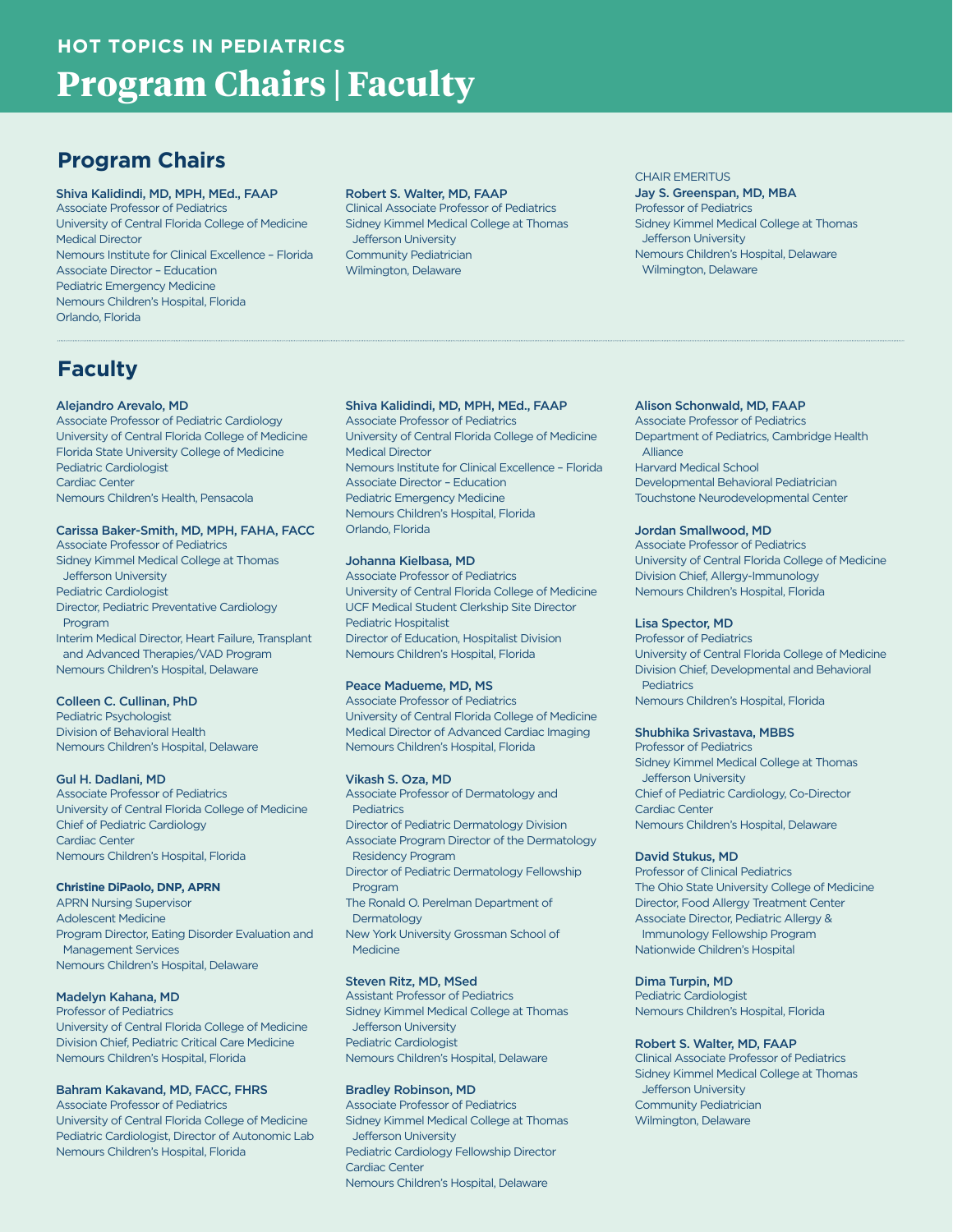**HOT TOPICS IN PEDIATRICS**

# Program Chairs | Faculty

## Program Chairs

**Shiva Kalidindi, MD, MPH, MEd., FAAP**
Associate Professor of Pediatrics
University of Central Florida College of Medicine
Medical Director
Nemours Institute for Clinical Excellence – Florida
Associate Director – Education
Pediatric Emergency Medicine
Nemours Children's Hospital, Florida
Orlando, Florida

**Robert S. Walter, MD, FAAP**
Clinical Associate Professor of Pediatrics
Sidney Kimmel Medical College at Thomas Jefferson University
Community Pediatrician
Wilmington, Delaware

CHAIR EMERITUS
**Jay S. Greenspan, MD, MBA**
Professor of Pediatrics
Sidney Kimmel Medical College at Thomas Jefferson University
Nemours Children's Hospital, Delaware
Wilmington, Delaware

## Faculty

**Alejandro Arevalo, MD**
Associate Professor of Pediatric Cardiology
University of Central Florida College of Medicine
Florida State University College of Medicine
Pediatric Cardiologist
Cardiac Center
Nemours Children's Health, Pensacola

**Carissa Baker-Smith, MD, MPH, FAHA, FACC**
Associate Professor of Pediatrics
Sidney Kimmel Medical College at Thomas Jefferson University
Pediatric Cardiologist
Director, Pediatric Preventative Cardiology Program
Interim Medical Director, Heart Failure, Transplant and Advanced Therapies/VAD Program
Nemours Children's Hospital, Delaware

**Colleen C. Cullinan, PhD**
Pediatric Psychologist
Division of Behavioral Health
Nemours Children's Hospital, Delaware

**Gul H. Dadlani, MD**
Associate Professor of Pediatrics
University of Central Florida College of Medicine
Chief of Pediatric Cardiology
Cardiac Center
Nemours Children's Hospital, Florida

**Christine DiPaolo, DNP, APRN**
APRN Nursing Supervisor
Adolescent Medicine
Program Director, Eating Disorder Evaluation and Management Services
Nemours Children's Hospital, Delaware

**Madelyn Kahana, MD**
Professor of Pediatrics
University of Central Florida College of Medicine
Division Chief, Pediatric Critical Care Medicine
Nemours Children's Hospital, Florida

**Bahram Kakavand, MD, FACC, FHRS**
Associate Professor of Pediatrics
University of Central Florida College of Medicine
Pediatric Cardiologist, Director of Autonomic Lab
Nemours Children's Hospital, Florida

**Shiva Kalidindi, MD, MPH, MEd., FAAP**
Associate Professor of Pediatrics
University of Central Florida College of Medicine
Medical Director
Nemours Institute for Clinical Excellence – Florida
Associate Director – Education
Pediatric Emergency Medicine
Nemours Children's Hospital, Florida
Orlando, Florida

**Johanna Kielbasa, MD**
Associate Professor of Pediatrics
University of Central Florida College of Medicine
UCF Medical Student Clerkship Site Director
Pediatric Hospitalist
Director of Education, Hospitalist Division
Nemours Children's Hospital, Florida

**Peace Madueme, MD, MS**
Associate Professor of Pediatrics
University of Central Florida College of Medicine
Medical Director of Advanced Cardiac Imaging
Nemours Children's Hospital, Florida

**Vikash S. Oza, MD**
Associate Professor of Dermatology and Pediatrics
Director of Pediatric Dermatology Division
Associate Program Director of the Dermatology Residency Program
Director of Pediatric Dermatology Fellowship Program
The Ronald O. Perelman Department of Dermatology
New York University Grossman School of Medicine

**Steven Ritz, MD, MSed**
Assistant Professor of Pediatrics
Sidney Kimmel Medical College at Thomas Jefferson University
Pediatric Cardiologist
Nemours Children's Hospital, Delaware

**Bradley Robinson, MD**
Associate Professor of Pediatrics
Sidney Kimmel Medical College at Thomas Jefferson University
Pediatric Cardiology Fellowship Director
Cardiac Center
Nemours Children's Hospital, Delaware

**Alison Schonwald, MD, FAAP**
Associate Professor of Pediatrics
Department of Pediatrics, Cambridge Health Alliance
Harvard Medical School
Developmental Behavioral Pediatrician
Touchstone Neurodevelopmental Center

**Jordan Smallwood, MD**
Associate Professor of Pediatrics
University of Central Florida College of Medicine
Division Chief, Allergy-Immunology
Nemours Children's Hospital, Florida

**Lisa Spector, MD**
Professor of Pediatrics
University of Central Florida College of Medicine
Division Chief, Developmental and Behavioral Pediatrics
Nemours Children's Hospital, Florida

**Shubhika Srivastava, MBBS**
Professor of Pediatrics
Sidney Kimmel Medical College at Thomas Jefferson University
Chief of Pediatric Cardiology, Co-Director Cardiac Center
Nemours Children's Hospital, Delaware

**David Stukus, MD**
Professor of Clinical Pediatrics
The Ohio State University College of Medicine
Director, Food Allergy Treatment Center
Associate Director, Pediatric Allergy & Immunology Fellowship Program
Nationwide Children's Hospital

**Dima Turpin, MD**
Pediatric Cardiologist
Nemours Children's Hospital, Florida

**Robert S. Walter, MD, FAAP**
Clinical Associate Professor of Pediatrics
Sidney Kimmel Medical College at Thomas Jefferson University
Community Pediatrician
Wilmington, Delaware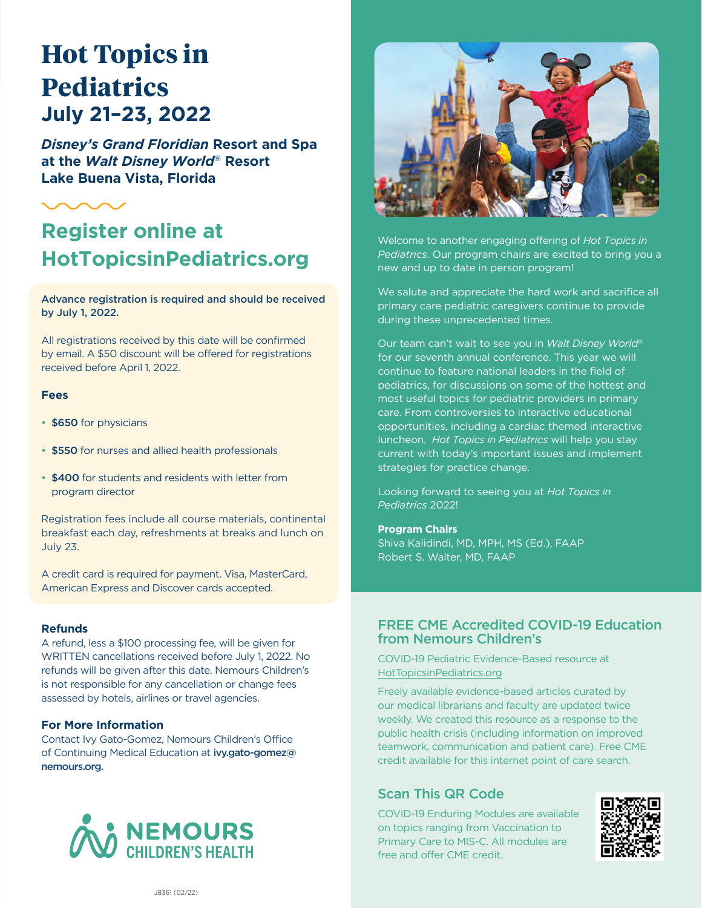# Hot Topics in Pediatrics

## July 21–23, 2022

***Disney's Grand Floridian* Resort and Spa at the *Walt Disney World*® Resort Lake Buena Vista, Florida**

## Register online at HotTopicsinPediatrics.org

**Advance registration is required and should be received by July 1, 2022.**

All registrations received by this date will be confirmed by email. A $50 discount will be offered for registrations received before April 1, 2022.

### Fees

- **$650** for physicians
- **$550** for nurses and allied health professionals
- **$400** for students and residents with letter from program director

Registration fees include all course materials, continental breakfast each day, refreshments at breaks and lunch on July 23.

A credit card is required for payment. Visa, MasterCard, American Express and Discover cards accepted.

### Refunds

A refund, less a $100 processing fee, will be given for WRITTEN cancellations received before July 1, 2022. No refunds will be given after this date. Nemours Children's is not responsible for any cancellation or change fees assessed by hotels, airlines or travel agencies.

### For More Information

Contact Ivy Gato-Gomez, Nemours Children's Office of Continuing Medical Education at **ivy.gato-gomez@nemours.org.**

NEMOURS CHILDREN'S HEALTH

Welcome to another engaging offering of *Hot Topics in Pediatrics*. Our program chairs are excited to bring you a new and up to date in person program!

We salute and appreciate the hard work and sacrifice all primary care pediatric caregivers continue to provide during these unprecedented times.

Our team can't wait to see you in *Walt Disney World*® for our seventh annual conference. This year we will continue to feature national leaders in the field of pediatrics, for discussions on some of the hottest and most useful topics for pediatric providers in primary care. From controversies to interactive educational opportunities, including a cardiac themed interactive luncheon, *Hot Topics in Pediatrics* will help you stay current with today's important issues and implement strategies for practice change.

Looking forward to seeing you at *Hot Topics in Pediatrics* 2022!

**Program Chairs**
Shiva Kalidindi, MD, MPH, MS (Ed.), FAAP
Robert S. Walter, MD, FAAP

## FREE CME Accredited COVID-19 Education from Nemours Children's

COVID-19 Pediatric Evidence-Based resource at HotTopicsinPediatrics.org

Freely available evidence-based articles curated by our medical librarians and faculty are updated twice weekly. We created this resource as a response to the public health crisis (including information on improved teamwork, communication and patient care). Free CME credit available for this internet point of care search.

## Scan This QR Code

COVID-19 Enduring Modules are available on topics ranging from Vaccination to Primary Care to MIS-C. All modules are free and offer CME credit.

J8361 (02/22)